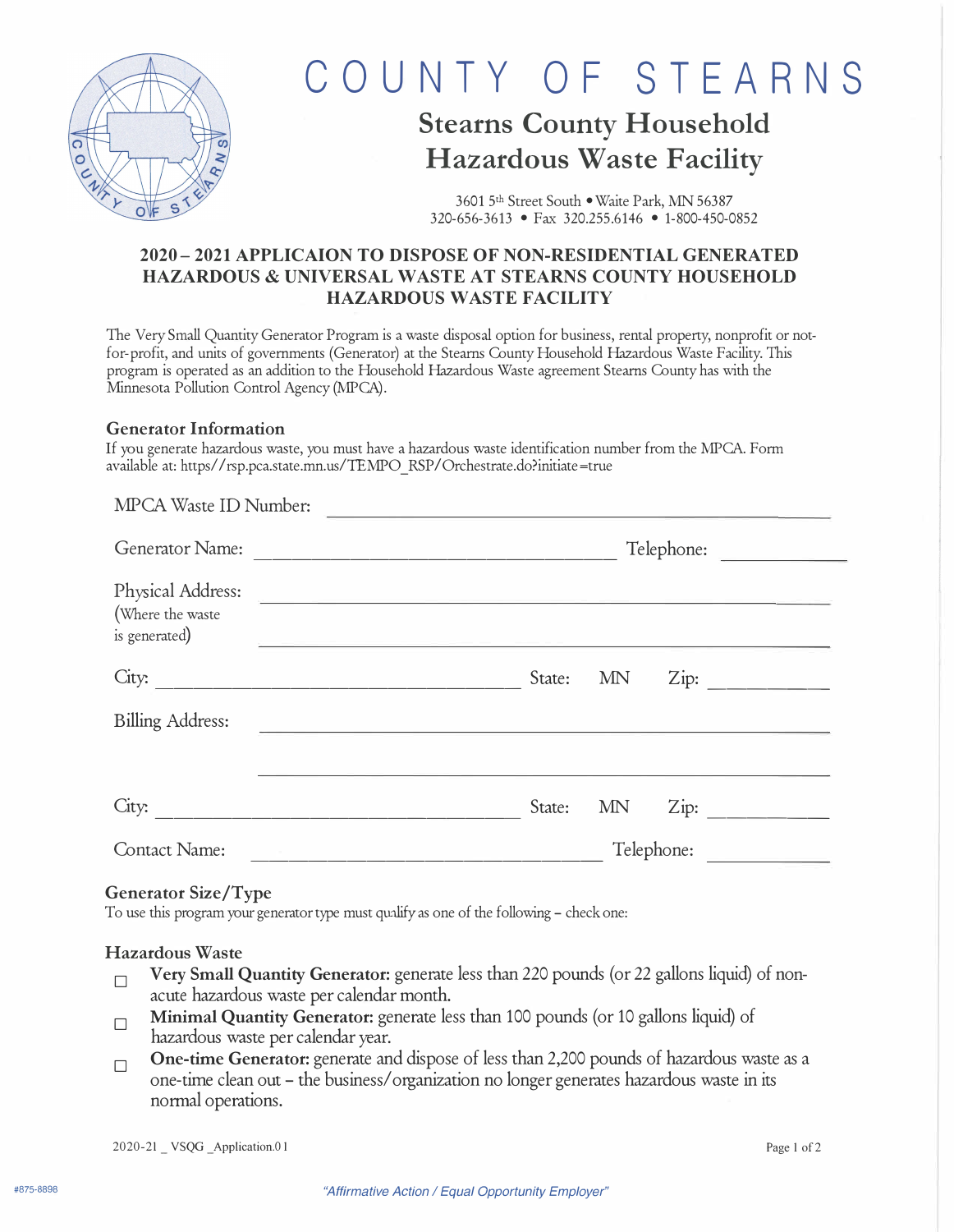# COUNTY OF STEARNS

## Stearns County Household Hazardous Waste Facility

3601 5th Street South • Waite Park, MN 56387
320-656-3613 • Fax 320.255.6146 • 1-800-450-0852

### 2020 – 2021 APPLICAION TO DISPOSE OF NON-RESIDENTIAL GENERATED HAZARDOUS & UNIVERSAL WASTE AT STEARNS COUNTY HOUSEHOLD HAZARDOUS WASTE FACILITY

The Very Small Quantity Generator Program is a waste disposal option for business, rental property, nonprofit or not-for-profit, and units of governments (Generator) at the Stearns County Household Hazardous Waste Facility. This program is operated as an addition to the Household Hazardous Waste agreement Stearns County has with the Minnesota Pollution Control Agency (MPCA).

### Generator Information

If you generate hazardous waste, you must have a hazardous waste identification number from the MPCA. Form available at: https//rsp.pca.state.mn.us/TEMPO_RSP/Orchestrate.do?initiate=true

MPCA Waste ID Number: ____________________________________________

Generator Name: ______________________________ Telephone: __________

Physical Address: ____________________________________________
(Where the waste is generated) ____________________________________________

City: ______________________________ State: MN Zip: __________

Billing Address: ____________________________________________

____________________________________________

City: ______________________________ State: MN Zip: __________

Contact Name: ______________________________ Telephone: __________

### Generator Size/Type

To use this program your generator type must qualify as one of the following – check one:

### Hazardous Waste

- ☐ **Very Small Quantity Generator:** generate less than 220 pounds (or 22 gallons liquid) of non-acute hazardous waste per calendar month.
- ☐ **Minimal Quantity Generator:** generate less than 100 pounds (or 10 gallons liquid) of hazardous waste per calendar year.
- ☐ **One-time Generator:** generate and dispose of less than 2,200 pounds of hazardous waste as a one-time clean out – the business/organization no longer generates hazardous waste in its normal operations.

2020-21 _ VSQG _Application.01

#875-8898

*"Affirmative Action / Equal Opportunity Employer"*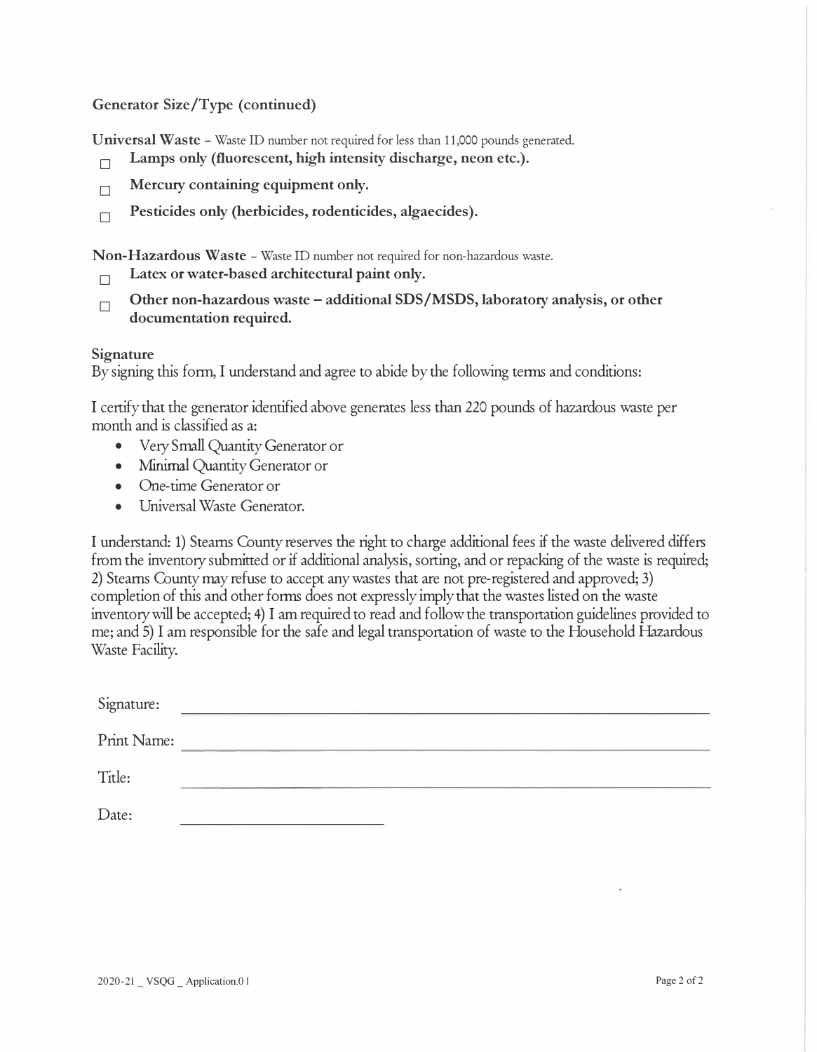### Generator Size/Type (continued)

**Universal Waste** - Waste ID number not required for less than 11,000 pounds generated.

- ☐ **Lamps only (fluorescent, high intensity discharge, neon etc.).**
- ☐ **Mercury containing equipment only.**
- ☐ **Pesticides only (herbicides, rodenticides, algaecides).**

**Non-Hazardous Waste** - Waste ID number not required for non-hazardous waste.

- ☐ **Latex or water-based architectural paint only.**
- ☐ **Other non-hazardous waste – additional SDS/MSDS, laboratory analysis, or other documentation required.**

### Signature

By signing this form, I understand and agree to abide by the following terms and conditions:

I certify that the generator identified above generates less than 220 pounds of hazardous waste per month and is classified as a:

- Very Small Quantity Generator or
- Minimal Quantity Generator or
- One-time Generator or
- Universal Waste Generator.

I understand: 1) Stearns County reserves the right to charge additional fees if the waste delivered differs from the inventory submitted or if additional analysis, sorting, and or repacking of the waste is required; 2) Stearns County may refuse to accept any wastes that are not pre-registered and approved; 3) completion of this and other forms does not expressly imply that the wastes listed on the waste inventory will be accepted; 4) I am required to read and follow the transportation guidelines provided to me; and 5) I am responsible for the safe and legal transportation of waste to the Household Hazardous Waste Facility.

Signature: ______________________________

Print Name: ______________________________

Title: ______________________________

Date: ______________

2020-21 _ VSQG _ Application.01